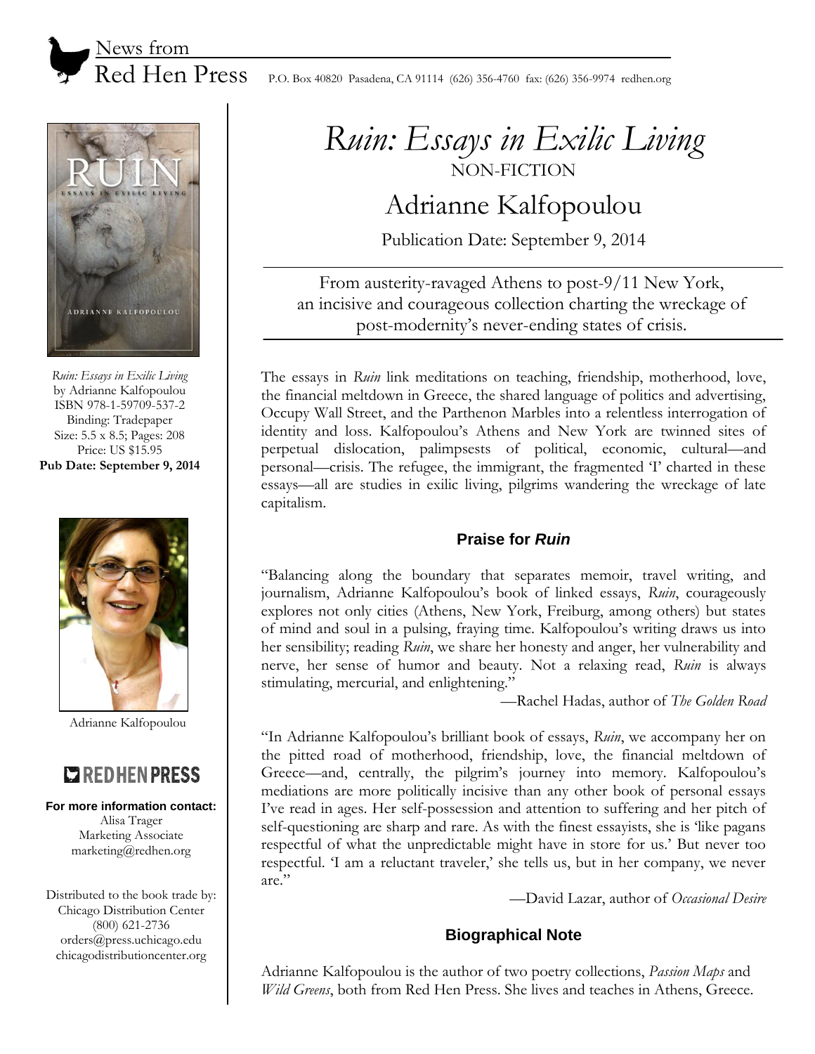News from
Red Hen Press P.O. Box 40820 Pasadena, CA 91114 (626) 356-4760 fax: (626) 356-9974 redhen.org

# *Ruin: Essays in Exilic Living*

NON-FICTION

## Adrianne Kalfopoulou

Publication Date: September 9, 2014

From austerity-ravaged Athens to post-9/11 New York, an incisive and courageous collection charting the wreckage of post-modernity's never-ending states of crisis.

The essays in *Ruin* link meditations on teaching, friendship, motherhood, love, the financial meltdown in Greece, the shared language of politics and advertising, Occupy Wall Street, and the Parthenon Marbles into a relentless interrogation of identity and loss. Kalfopoulou's Athens and New York are twinned sites of perpetual dislocation, palimpsests of political, economic, cultural—and personal—crisis. The refugee, the immigrant, the fragmented 'I' charted in these essays—all are studies in exilic living, pilgrims wandering the wreckage of late capitalism.

### Praise for *Ruin*

"Balancing along the boundary that separates memoir, travel writing, and journalism, Adrianne Kalfopoulou's book of linked essays, *Ruin*, courageously explores not only cities (Athens, New York, Freiburg, among others) but states of mind and soul in a pulsing, fraying time. Kalfopoulou's writing draws us into her sensibility; reading *Ruin*, we share her honesty and anger, her vulnerability and nerve, her sense of humor and beauty. Not a relaxing read, *Ruin* is always stimulating, mercurial, and enlightening."

—Rachel Hadas, author of *The Golden Road*

"In Adrianne Kalfopoulou's brilliant book of essays, *Ruin*, we accompany her on the pitted road of motherhood, friendship, love, the financial meltdown of Greece—and, centrally, the pilgrim's journey into memory. Kalfopoulou's mediations are more politically incisive than any other book of personal essays I've read in ages. Her self-possession and attention to suffering and her pitch of self-questioning are sharp and rare. As with the finest essayists, she is 'like pagans respectful of what the unpredictable might have in store for us.' But never too respectful. 'I am a reluctant traveler,' she tells us, but in her company, we never are."

—David Lazar, author of *Occasional Desire*

### Biographical Note

Adrianne Kalfopoulou is the author of two poetry collections, *Passion Maps* and *Wild Greens*, both from Red Hen Press. She lives and teaches in Athens, Greece.

---

*Ruin: Essays in Exilic Living*
by Adrianne Kalfopoulou
ISBN 978-1-59709-537-2
Binding: Tradepaper
Size: 5.5 x 8.5; Pages: 208
Price: US $15.95
**Pub Date: September 9, 2014**

Adrianne Kalfopoulou

RED HEN PRESS

**For more information contact:**
Alisa Trager
Marketing Associate
marketing@redhen.org

Distributed to the book trade by:
Chicago Distribution Center
(800) 621-2736
orders@press.uchicago.edu
chicagodistributioncenter.org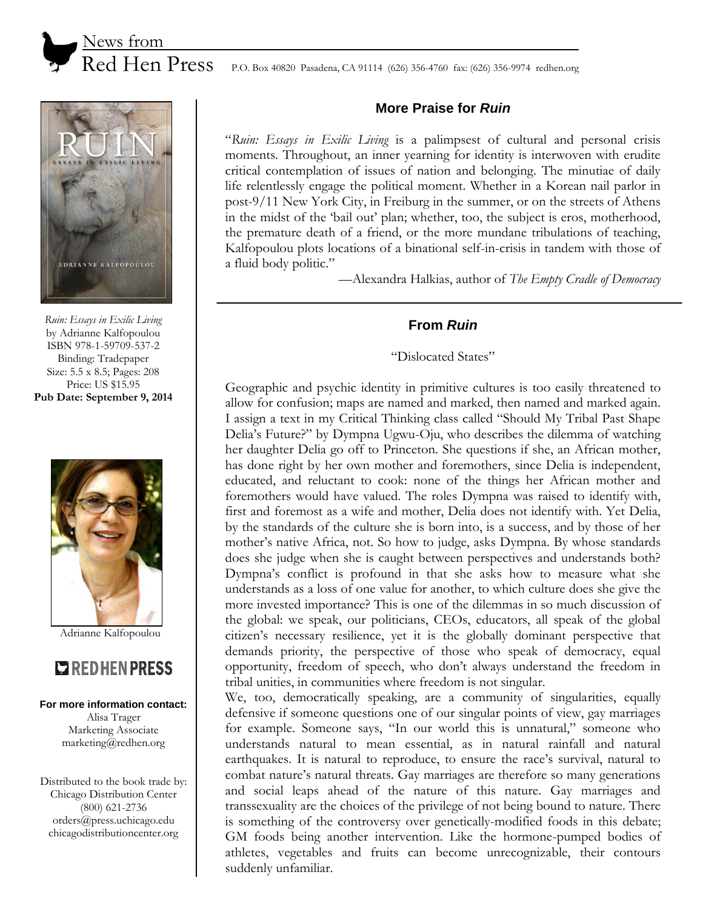News from

Red Hen Press P.O. Box 40820 Pasadena, CA 91114 (626) 356-4760 fax: (626) 356-9974 redhen.org

*Ruin: Essays in Exilic Living*
by Adrianne Kalfopoulou
ISBN 978-1-59709-537-2
Binding: Tradepaper
Size: 5.5 x 8.5; Pages: 208
Price: US $15.95
**Pub Date: September 9, 2014**

Adrianne Kalfopoulou

RED HEN PRESS

**For more information contact:**
Alisa Trager
Marketing Associate
marketing@redhen.org

Distributed to the book trade by:
Chicago Distribution Center
(800) 621-2736
orders@press.uchicago.edu
chicagodistributioncenter.org

## More Praise for *Ruin*

"*Ruin: Essays in Exilic Living* is a palimpsest of cultural and personal crisis moments. Throughout, an inner yearning for identity is interwoven with erudite critical contemplation of issues of nation and belonging. The minutiae of daily life relentlessly engage the political moment. Whether in a Korean nail parlor in post-9/11 New York City, in Freiburg in the summer, or on the streets of Athens in the midst of the 'bail out' plan; whether, too, the subject is eros, motherhood, the premature death of a friend, or the more mundane tribulations of teaching, Kalfopoulou plots locations of a binational self-in-crisis in tandem with those of a fluid body politic."

—Alexandra Halkias, author of *The Empty Cradle of Democracy*

## From *Ruin*

"Dislocated States"

Geographic and psychic identity in primitive cultures is too easily threatened to allow for confusion; maps are named and marked, then named and marked again. I assign a text in my Critical Thinking class called "Should My Tribal Past Shape Delia's Future?" by Dympna Ugwu-Oju, who describes the dilemma of watching her daughter Delia go off to Princeton. She questions if she, an African mother, has done right by her own mother and foremothers, since Delia is independent, educated, and reluctant to cook: none of the things her African mother and foremothers would have valued. The roles Dympna was raised to identify with, first and foremost as a wife and mother, Delia does not identify with. Yet Delia, by the standards of the culture she is born into, is a success, and by those of her mother's native Africa, not. So how to judge, asks Dympna. By whose standards does she judge when she is caught between perspectives and understands both? Dympna's conflict is profound in that she asks how to measure what she understands as a loss of one value for another, to which culture does she give the more invested importance? This is one of the dilemmas in so much discussion of the global: we speak, our politicians, CEOs, educators, all speak of the global citizen's necessary resilience, yet it is the globally dominant perspective that demands priority, the perspective of those who speak of democracy, equal opportunity, freedom of speech, who don't always understand the freedom in tribal unities, in communities where freedom is not singular.

We, too, democratically speaking, are a community of singularities, equally defensive if someone questions one of our singular points of view, gay marriages for example. Someone says, "In our world this is unnatural," someone who understands natural to mean essential, as in natural rainfall and natural earthquakes. It is natural to reproduce, to ensure the race's survival, natural to combat nature's natural threats. Gay marriages are therefore so many generations and social leaps ahead of the nature of this nature. Gay marriages and transsexuality are the choices of the privilege of not being bound to nature. There is something of the controversy over genetically-modified foods in this debate; GM foods being another intervention. Like the hormone-pumped bodies of athletes, vegetables and fruits can become unrecognizable, their contours suddenly unfamiliar.